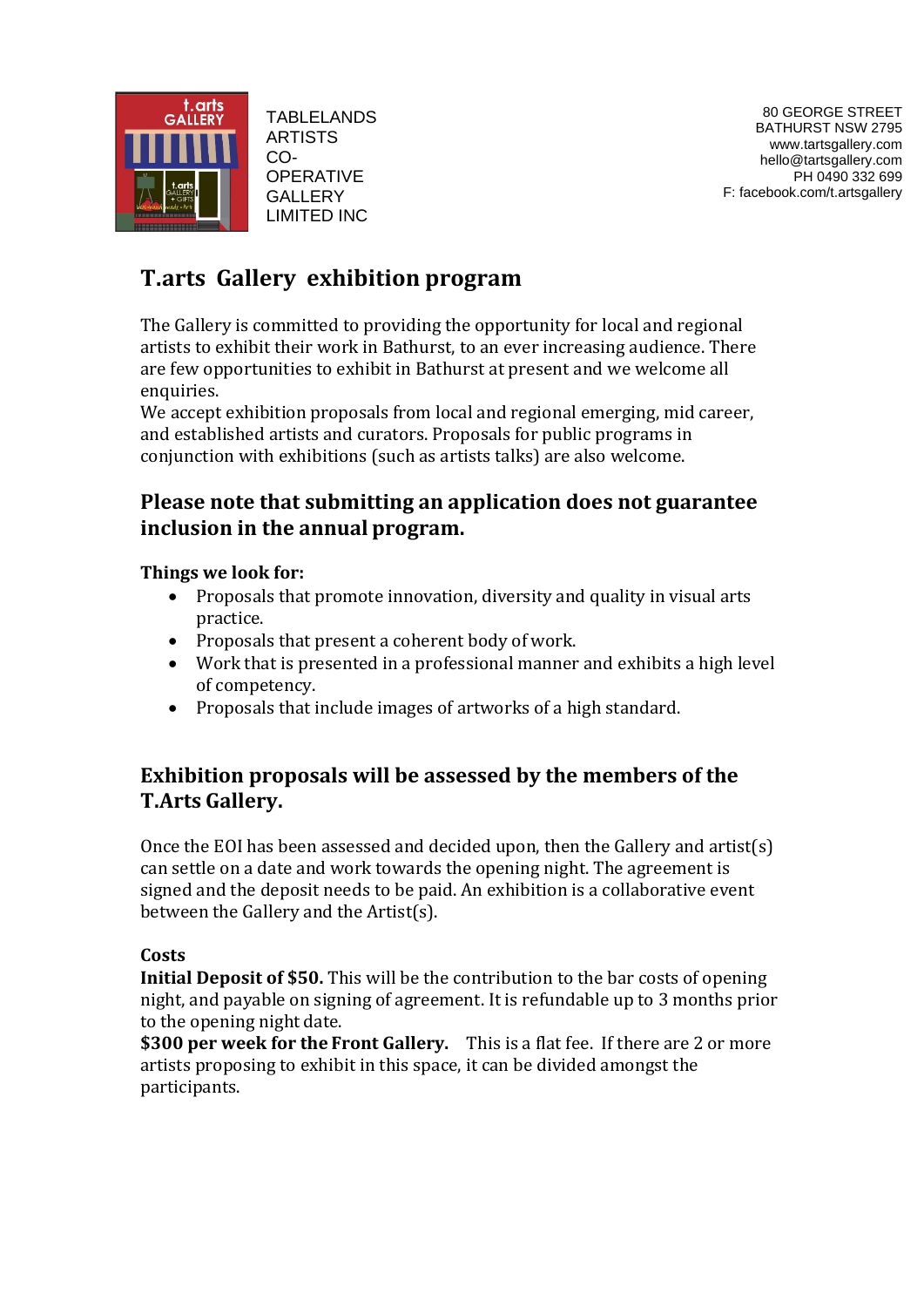TABLELANDS ARTISTS CO-OPERATIVE GALLERY LIMITED INC

80 GEORGE STREET
BATHURST NSW 2795
www.tartsgallery.com
hello@tartsgallery.com
PH 0490 332 699
F: facebook.com/t.artsgallery

# T.arts Gallery exhibition program

The Gallery is committed to providing the opportunity for local and regional artists to exhibit their work in Bathurst, to an ever increasing audience. There are few opportunities to exhibit in Bathurst at present and we welcome all enquiries.
We accept exhibition proposals from local and regional emerging, mid career, and established artists and curators. Proposals for public programs in conjunction with exhibitions (such as artists talks) are also welcome.

## Please note that submitting an application does not guarantee inclusion in the annual program.

**Things we look for:**

- Proposals that promote innovation, diversity and quality in visual arts practice.
- Proposals that present a coherent body of work.
- Work that is presented in a professional manner and exhibits a high level of competency.
- Proposals that include images of artworks of a high standard.

## Exhibition proposals will be assessed by the members of the T.Arts Gallery.

Once the EOI has been assessed and decided upon, then the Gallery and artist(s) can settle on a date and work towards the opening night. The agreement is signed and the deposit needs to be paid. An exhibition is a collaborative event between the Gallery and the Artist(s).

**Costs**
**Initial Deposit of $50.** This will be the contribution to the bar costs of opening night, and payable on signing of agreement. It is refundable up to 3 months prior to the opening night date.
**$300 per week for the Front Gallery.** This is a flat fee. If there are 2 or more artists proposing to exhibit in this space, it can be divided amongst the participants.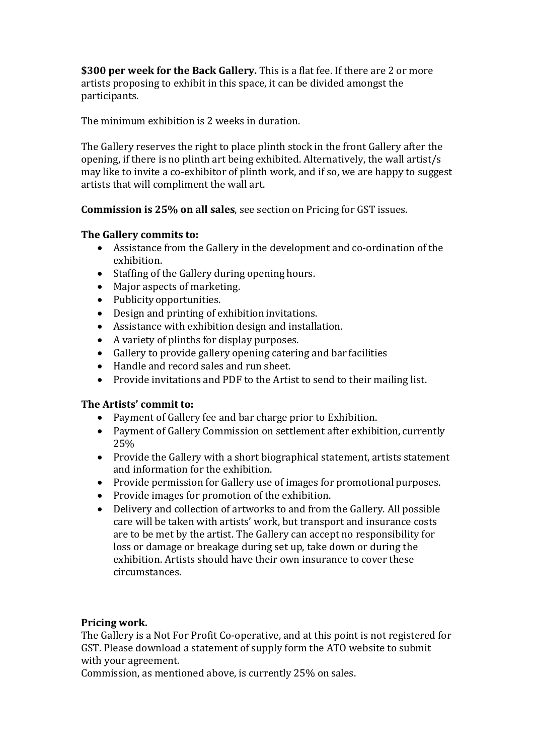**$300 per week for the Back Gallery.** This is a flat fee. If there are 2 or more artists proposing to exhibit in this space, it can be divided amongst the participants.

The minimum exhibition is 2 weeks in duration.

The Gallery reserves the right to place plinth stock in the front Gallery after the opening, if there is no plinth art being exhibited. Alternatively, the wall artist/s may like to invite a co-exhibitor of plinth work, and if so, we are happy to suggest artists that will compliment the wall art.

**Commission is 25% on all sales**, see section on Pricing for GST issues.

**The Gallery commits to:**

- Assistance from the Gallery in the development and co-ordination of the exhibition.
- Staffing of the Gallery during opening hours.
- Major aspects of marketing.
- Publicity opportunities.
- Design and printing of exhibition invitations.
- Assistance with exhibition design and installation.
- A variety of plinths for display purposes.
- Gallery to provide gallery opening catering and bar facilities
- Handle and record sales and run sheet.
- Provide invitations and PDF to the Artist to send to their mailing list.

**The Artists' commit to:**

- Payment of Gallery fee and bar charge prior to Exhibition.
- Payment of Gallery Commission on settlement after exhibition, currently 25%
- Provide the Gallery with a short biographical statement, artists statement and information for the exhibition.
- Provide permission for Gallery use of images for promotional purposes.
- Provide images for promotion of the exhibition.
- Delivery and collection of artworks to and from the Gallery. All possible care will be taken with artists' work, but transport and insurance costs are to be met by the artist. The Gallery can accept no responsibility for loss or damage or breakage during set up, take down or during the exhibition. Artists should have their own insurance to cover these circumstances.

**Pricing work.**

The Gallery is a Not For Profit Co-operative, and at this point is not registered for GST. Please download a statement of supply form the ATO website to submit with your agreement.

Commission, as mentioned above, is currently 25% on sales.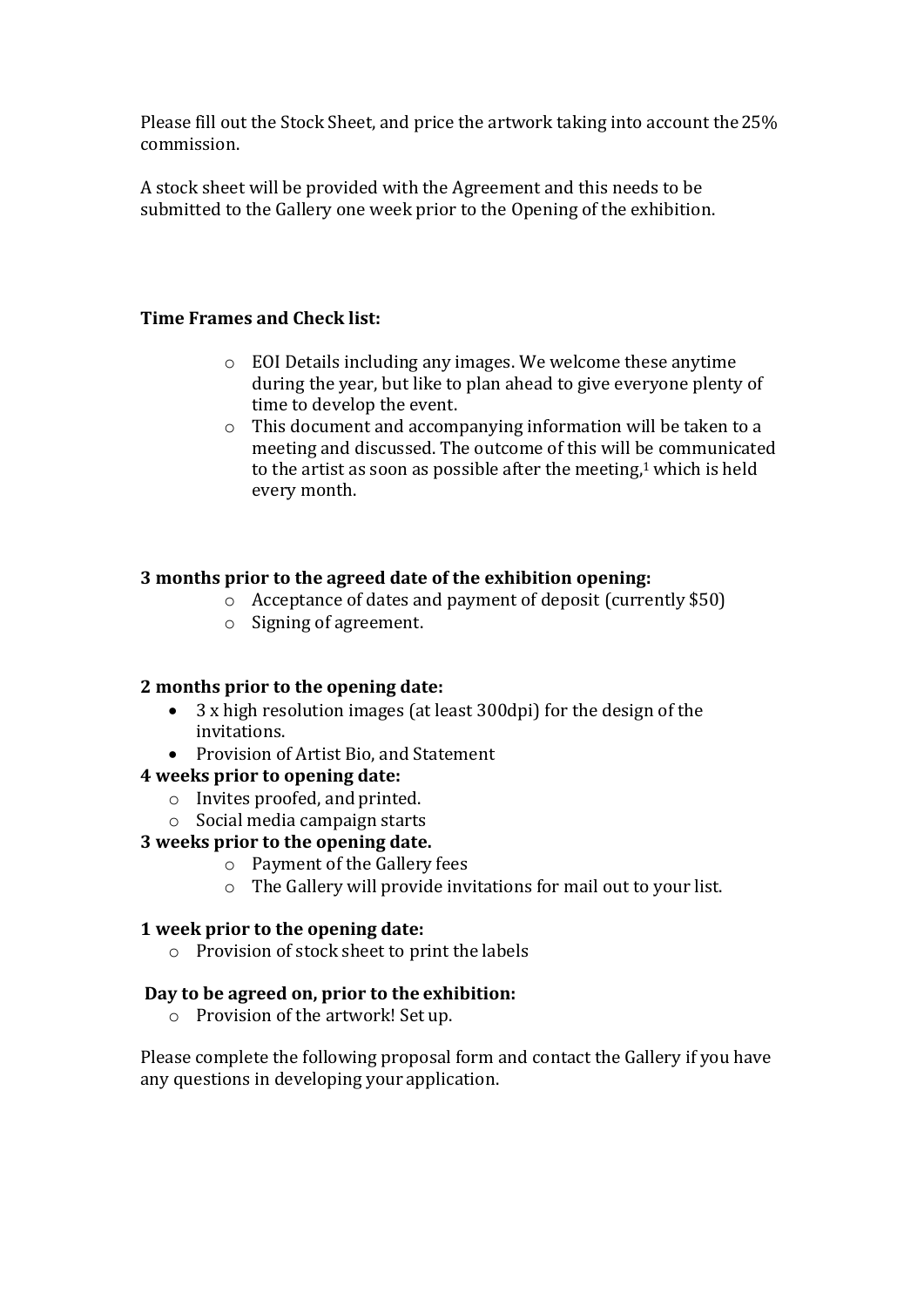Please fill out the Stock Sheet, and price the artwork taking into account the 25% commission.

A stock sheet will be provided with the Agreement and this needs to be submitted to the Gallery one week prior to the Opening of the exhibition.

**Time Frames and Check list:**

- EOI Details including any images. We welcome these anytime during the year, but like to plan ahead to give everyone plenty of time to develop the event.
- This document and accompanying information will be taken to a meeting and discussed. The outcome of this will be communicated to the artist as soon as possible after the meeting,[1] which is held every month.

**3 months prior to the agreed date of the exhibition opening:**

- Acceptance of dates and payment of deposit (currently $50)
- Signing of agreement.

**2 months prior to the opening date:**

- 3 x high resolution images (at least 300dpi) for the design of the invitations.
- Provision of Artist Bio, and Statement

**4 weeks prior to opening date:**

- Invites proofed, and printed.
- Social media campaign starts

**3 weeks prior to the opening date.**

- Payment of the Gallery fees
- The Gallery will provide invitations for mail out to your list.

**1 week prior to the opening date:**

- Provision of stock sheet to print the labels

**Day to be agreed on, prior to the exhibition:**

- Provision of the artwork! Set up.

Please complete the following proposal form and contact the Gallery if you have any questions in developing your application.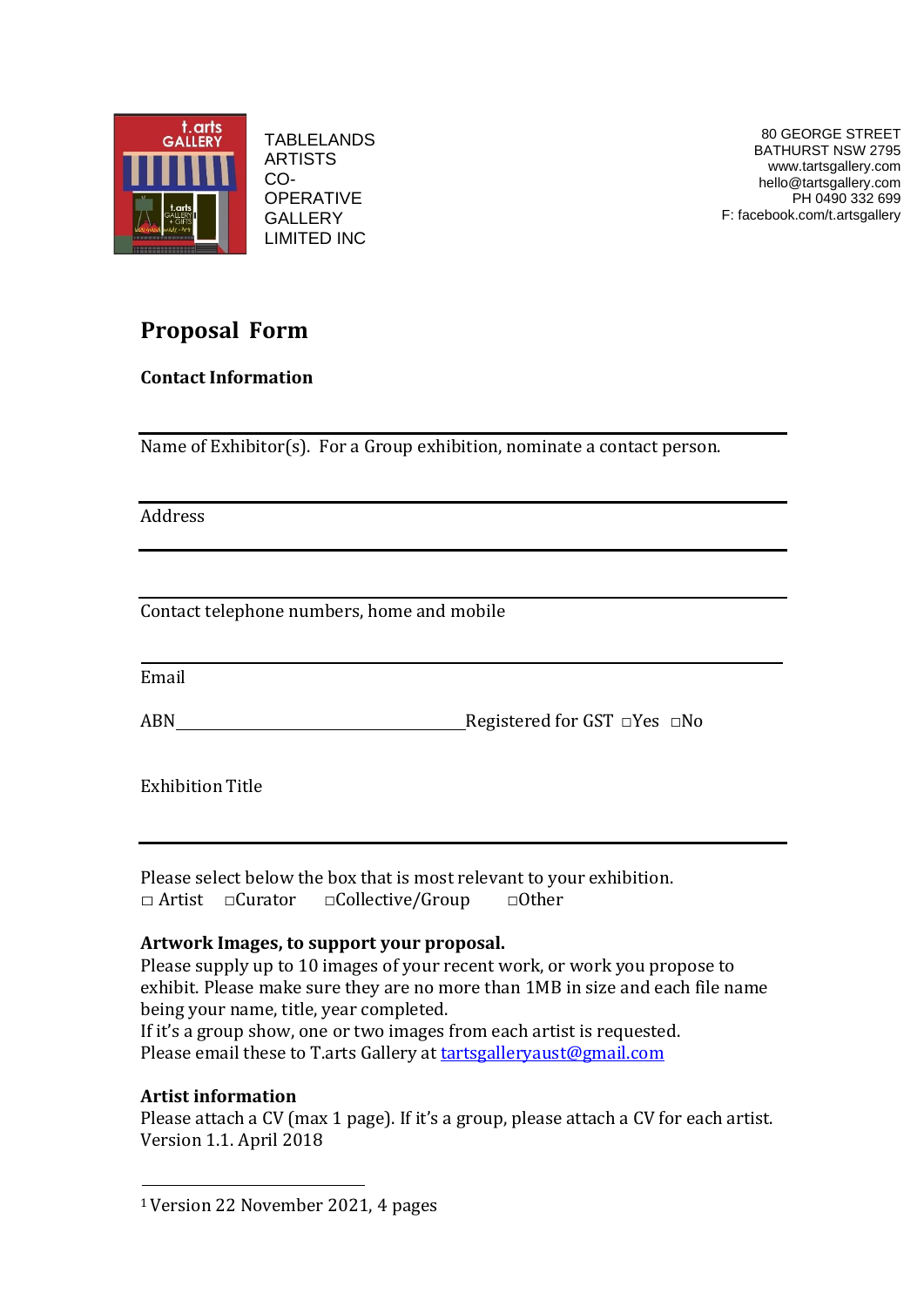TABLELANDS ARTISTS CO-OPERATIVE GALLERY LIMITED INC

80 GEORGE STREET
BATHURST NSW 2795
www.tartsgallery.com
hello@tartsgallery.com
PH 0490 332 699
F: facebook.com/t.artsgallery

## Proposal Form

**Contact Information**

Name of Exhibitor(s). For a Group exhibition, nominate a contact person.

Address

Contact telephone numbers, home and mobile

Email

ABN\_\_\_\_\_\_\_\_\_\_\_\_\_\_\_\_\_\_\_\_\_\_\_\_\_\_\_\_\_\_\_\_\_\_\_Registered for GST □Yes □No

Exhibition Title

Please select below the box that is most relevant to your exhibition.
□ Artist □Curator □Collective/Group □Other

**Artwork Images, to support your proposal.**
Please supply up to 10 images of your recent work, or work you propose to exhibit. Please make sure they are no more than 1MB in size and each file name being your name, title, year completed.
If it's a group show, one or two images from each artist is requested.
Please email these to T.arts Gallery at tartsgalleryaust@gmail.com

**Artist information**
Please attach a CV (max 1 page). If it's a group, please attach a CV for each artist.
Version 1.1. April 2018

[1] Version 22 November 2021, 4 pages